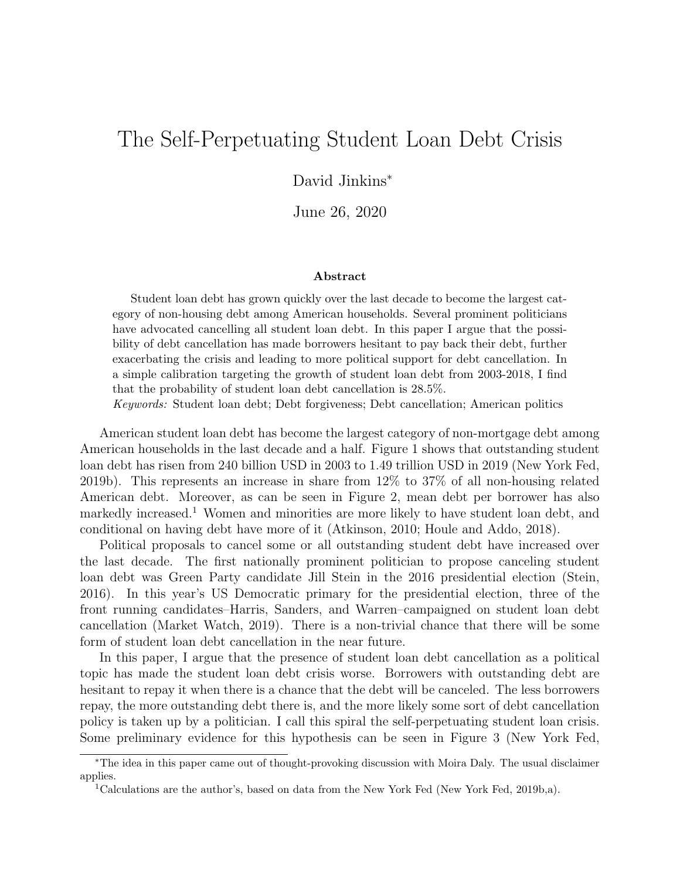# The Self-Perpetuating Student Loan Debt Crisis

David Jinkins[*]

June 26, 2020

### Abstract

Student loan debt has grown quickly over the last decade to become the largest category of non-housing debt among American households. Several prominent politicians have advocated cancelling all student loan debt. In this paper I argue that the possibility of debt cancellation has made borrowers hesitant to pay back their debt, further exacerbating the crisis and leading to more political support for debt cancellation. In a simple calibration targeting the growth of student loan debt from 2003-2018, I find that the probability of student loan debt cancellation is 28.5%.

*Keywords:* Student loan debt; Debt forgiveness; Debt cancellation; American politics

American student loan debt has become the largest category of non-mortgage debt among American households in the last decade and a half. Figure 1 shows that outstanding student loan debt has risen from 240 billion USD in 2003 to 1.49 trillion USD in 2019 (New York Fed, 2019b). This represents an increase in share from 12% to 37% of all non-housing related American debt. Moreover, as can be seen in Figure 2, mean debt per borrower has also markedly increased.[1] Women and minorities are more likely to have student loan debt, and conditional on having debt have more of it (Atkinson, 2010; Houle and Addo, 2018).

Political proposals to cancel some or all outstanding student debt have increased over the last decade. The first nationally prominent politician to propose canceling student loan debt was Green Party candidate Jill Stein in the 2016 presidential election (Stein, 2016). In this year's US Democratic primary for the presidential election, three of the front running candidates–Harris, Sanders, and Warren–campaigned on student loan debt cancellation (Market Watch, 2019). There is a non-trivial chance that there will be some form of student loan debt cancellation in the near future.

In this paper, I argue that the presence of student loan debt cancellation as a political topic has made the student loan debt crisis worse. Borrowers with outstanding debt are hesitant to repay it when there is a chance that the debt will be canceled. The less borrowers repay, the more outstanding debt there is, and the more likely some sort of debt cancellation policy is taken up by a politician. I call this spiral the self-perpetuating student loan crisis. Some preliminary evidence for this hypothesis can be seen in Figure 3 (New York Fed,

---

[*] The idea in this paper came out of thought-provoking discussion with Moira Daly. The usual disclaimer applies.

[1] Calculations are the author's, based on data from the New York Fed (New York Fed, 2019b,a).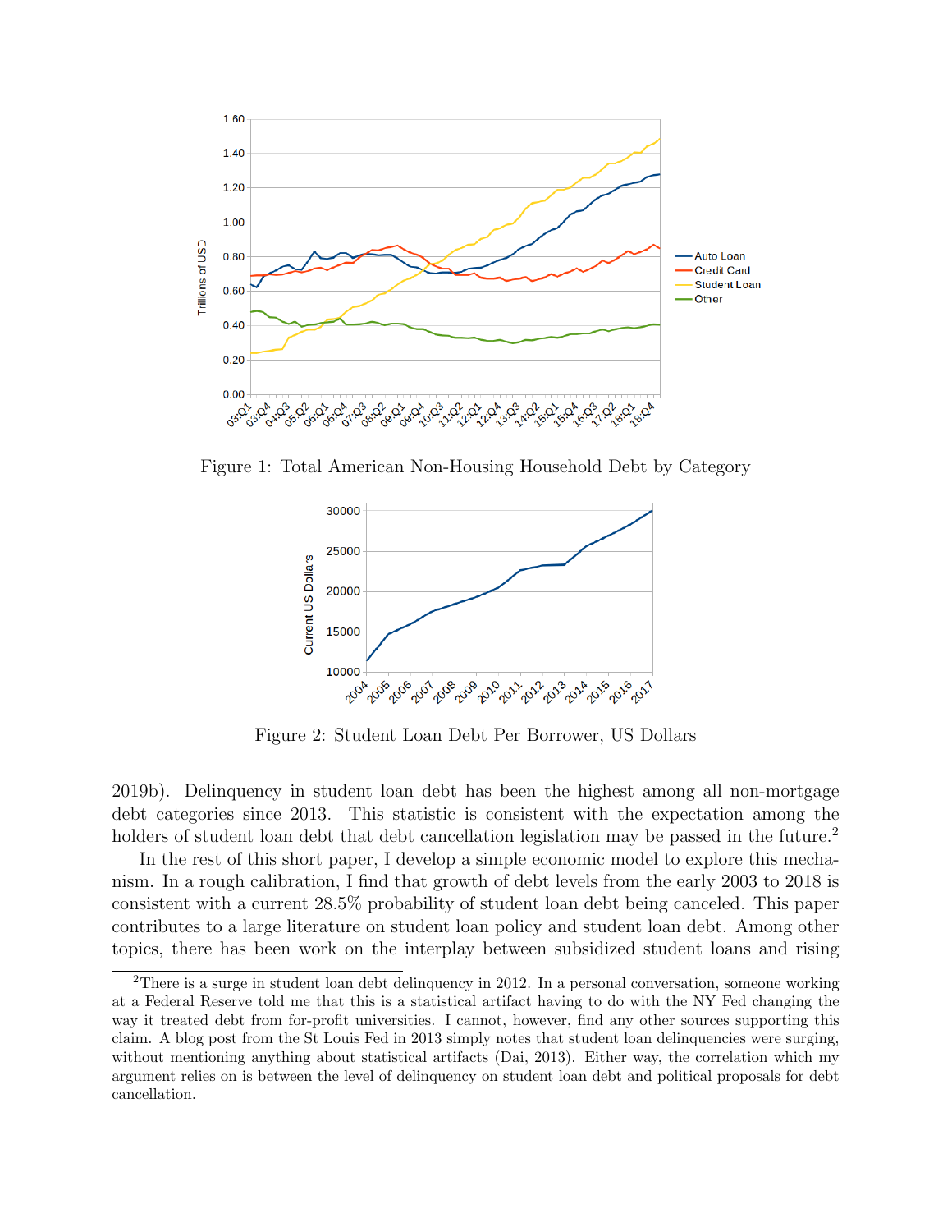Figure 1: Total American Non-Housing Household Debt by Category

Figure 2: Student Loan Debt Per Borrower, US Dollars

2019b). Delinquency in student loan debt has been the highest among all non-mortgage debt categories since 2013. This statistic is consistent with the expectation among the holders of student loan debt that debt cancellation legislation may be passed in the future.[2]

In the rest of this short paper, I develop a simple economic model to explore this mechanism. In a rough calibration, I find that growth of debt levels from the early 2003 to 2018 is consistent with a current 28.5% probability of student loan debt being canceled. This paper contributes to a large literature on student loan policy and student loan debt. Among other topics, there has been work on the interplay between subsidized student loans and rising

---

[2] There is a surge in student loan debt delinquency in 2012. In a personal conversation, someone working at a Federal Reserve told me that this is a statistical artifact having to do with the NY Fed changing the way it treated debt from for-profit universities. I cannot, however, find any other sources supporting this claim. A blog post from the St Louis Fed in 2013 simply notes that student loan delinquencies were surging, without mentioning anything about statistical artifacts (Dai, 2013). Either way, the correlation which my argument relies on is between the level of delinquency on student loan debt and political proposals for debt cancellation.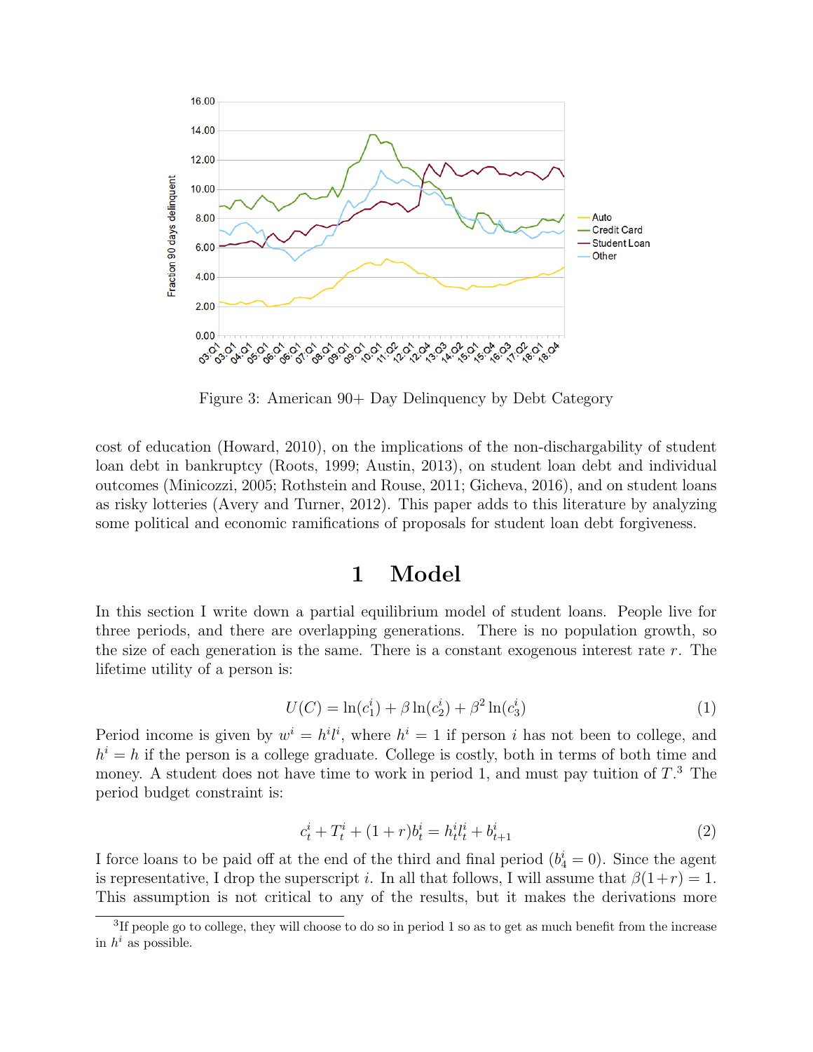Figure 3: American 90+ Day Delinquency by Debt Category

cost of education (Howard, 2010), on the implications of the non-dischargability of student loan debt in bankruptcy (Roots, 1999; Austin, 2013), on student loan debt and individual outcomes (Minicozzi, 2005; Rothstein and Rouse, 2011; Gicheva, 2016), and on student loans as risky lotteries (Avery and Turner, 2012). This paper adds to this literature by analyzing some political and economic ramifications of proposals for student loan debt forgiveness.

# 1 Model

In this section I write down a partial equilibrium model of student loans. People live for three periods, and there are overlapping generations. There is no population growth, so the size of each generation is the same. There is a constant exogenous interest rate $r$. The lifetime utility of a person is:

$$U(C) = \ln(c_1^i) + \beta \ln(c_2^i) + \beta^2 \ln(c_3^i) \tag{1}$$

Period income is given by $w^i = h^i l^i$, where $h^i = 1$ if person $i$ has not been to college, and $h^i = h$ if the person is a college graduate. College is costly, both in terms of both time and money. A student does not have time to work in period 1, and must pay tuition of $T$.[3] The period budget constraint is:

$$c_t^i + T_t^i + (1+r)b_t^i = h_t^i l_t^i + b_{t+1}^i \tag{2}$$

I force loans to be paid off at the end of the third and final period ($b_4^i = 0$). Since the agent is representative, I drop the superscript $i$. In all that follows, I will assume that $\beta(1+r) = 1$. This assumption is not critical to any of the results, but it makes the derivations more

[3]If people go to college, they will choose to do so in period 1 so as to get as much benefit from the increase in $h^i$ as possible.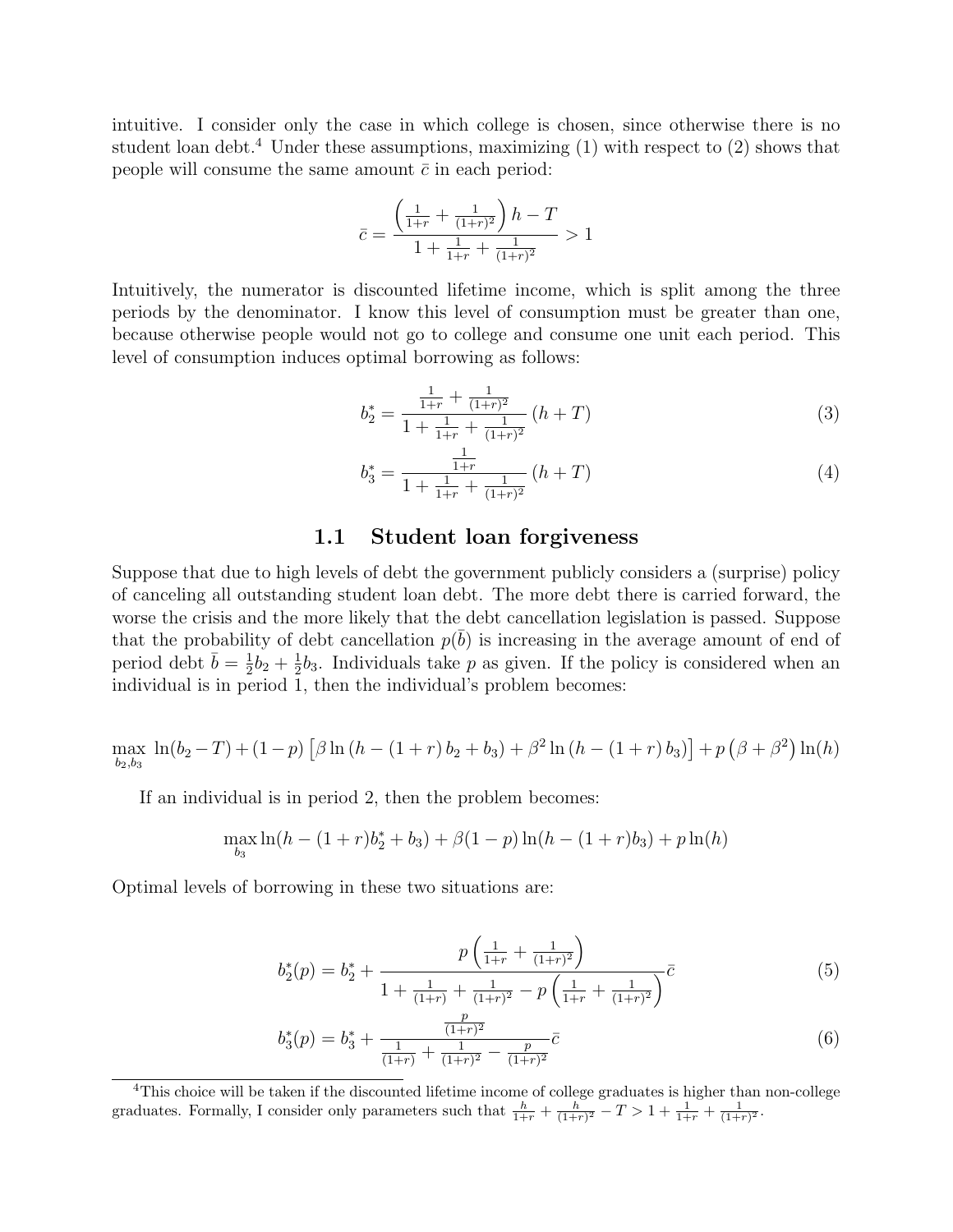intuitive. I consider only the case in which college is chosen, since otherwise there is no student loan debt.[4] Under these assumptions, maximizing (1) with respect to (2) shows that people will consume the same amount $\bar{c}$ in each period:

$$\bar{c} = \frac{\left(\frac{1}{1+r} + \frac{1}{(1+r)^2}\right)h - T}{1 + \frac{1}{1+r} + \frac{1}{(1+r)^2}} > 1$$

Intuitively, the numerator is discounted lifetime income, which is split among the three periods by the denominator. I know this level of consumption must be greater than one, because otherwise people would not go to college and consume one unit each period. This level of consumption induces optimal borrowing as follows:

$$b_2^* = \frac{\frac{1}{1+r} + \frac{1}{(1+r)^2}}{1 + \frac{1}{1+r} + \frac{1}{(1+r)^2}}(h+T) \tag{3}$$

$$b_3^* = \frac{\frac{1}{1+r}}{1 + \frac{1}{1+r} + \frac{1}{(1+r)^2}}(h+T) \tag{4}$$

## 1.1 Student loan forgiveness

Suppose that due to high levels of debt the government publicly considers a (surprise) policy of canceling all outstanding student loan debt. The more debt there is carried forward, the worse the crisis and the more likely that the debt cancellation legislation is passed. Suppose that the probability of debt cancellation $p(\bar{b})$ is increasing in the average amount of end of period debt $\bar{b} = \frac{1}{2}b_2 + \frac{1}{2}b_3$. Individuals take $p$ as given. If the policy is considered when an individual is in period 1, then the individual's problem becomes:

$$\max_{b_2, b_3} \ln(b_2 - T) + (1-p)\left[\beta \ln\left(h - (1+r)\, b_2 + b_3\right) + \beta^2 \ln\left(h - (1+r)\, b_3\right)\right] + p\left(\beta + \beta^2\right)\ln(h)$$

If an individual is in period 2, then the problem becomes:

$$\max_{b_3} \ln(h - (1+r)b_2^* + b_3) + \beta(1-p)\ln(h - (1+r)b_3) + p\ln(h)$$

Optimal levels of borrowing in these two situations are:

$$b_2^*(p) = b_2^* + \frac{p\left(\frac{1}{1+r} + \frac{1}{(1+r)^2}\right)}{1 + \frac{1}{(1+r)} + \frac{1}{(1+r)^2} - p\left(\frac{1}{1+r} + \frac{1}{(1+r)^2}\right)}\bar{c} \tag{5}$$

$$b_3^*(p) = b_3^* + \frac{\frac{p}{(1+r)^2}}{\frac{1}{(1+r)} + \frac{1}{(1+r)^2} - \frac{p}{(1+r)^2}}\bar{c} \tag{6}$$

[4]This choice will be taken if the discounted lifetime income of college graduates is higher than non-college graduates. Formally, I consider only parameters such that $\frac{h}{1+r} + \frac{h}{(1+r)^2} - T > 1 + \frac{1}{1+r} + \frac{1}{(1+r)^2}$.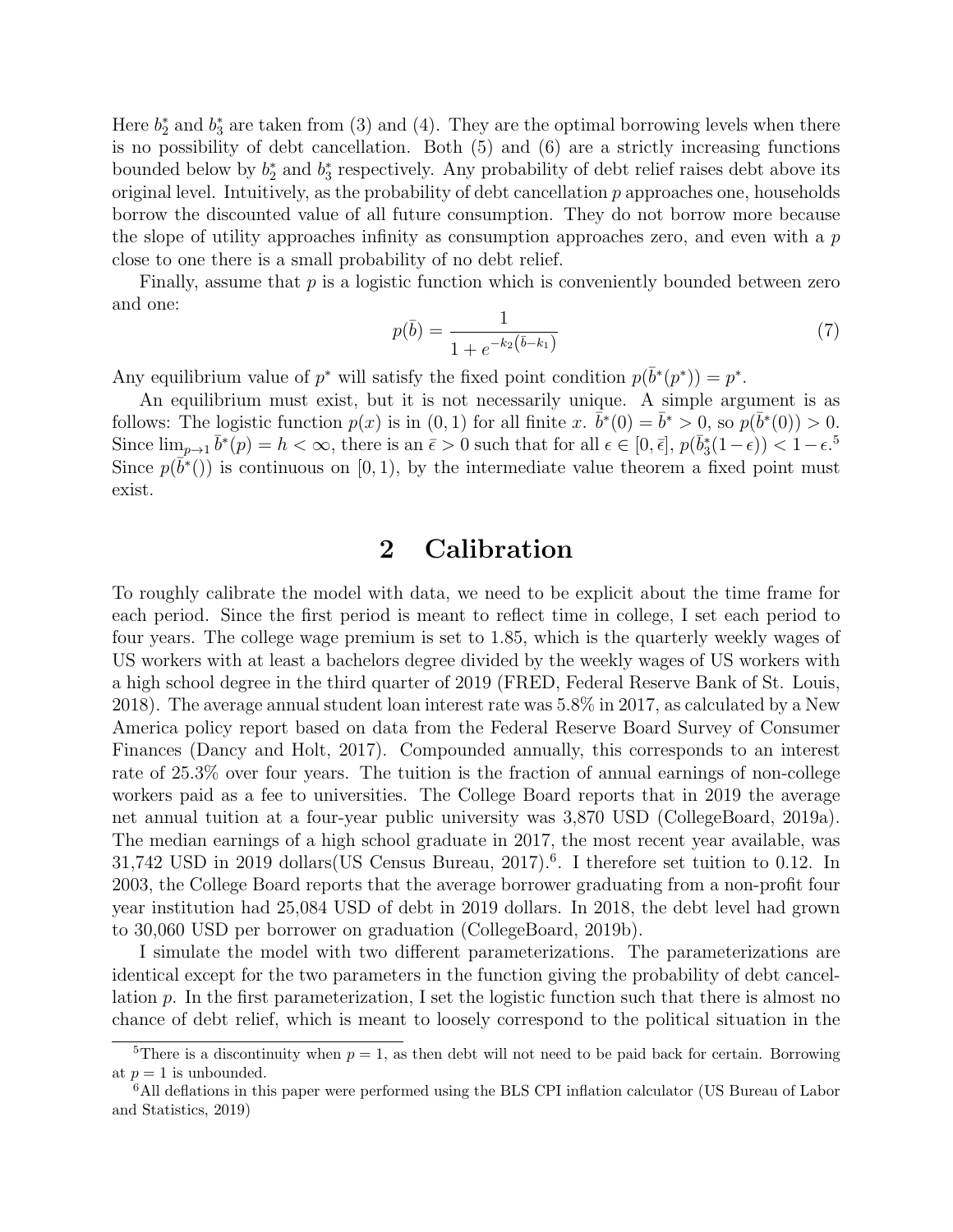Here $b_2^*$ and $b_3^*$ are taken from (3) and (4). They are the optimal borrowing levels when there is no possibility of debt cancellation. Both (5) and (6) are a strictly increasing functions bounded below by $b_2^*$ and $b_3^*$ respectively. Any probability of debt relief raises debt above its original level. Intuitively, as the probability of debt cancellation $p$ approaches one, households borrow the discounted value of all future consumption. They do not borrow more because the slope of utility approaches infinity as consumption approaches zero, and even with a $p$ close to one there is a small probability of no debt relief.

Finally, assume that $p$ is a logistic function which is conveniently bounded between zero and one:

$$p(\bar{b}) = \frac{1}{1 + e^{-k_2\left(\bar{b} - k_1\right)}} \tag{7}$$

Any equilibrium value of $p^*$ will satisfy the fixed point condition $p(\bar{b}^*(p^*)) = p^*$.

An equilibrium must exist, but it is not necessarily unique. A simple argument is as follows: The logistic function $p(x)$ is in $(0, 1)$ for all finite $x$. $\bar{b}^*(0) = \bar{b}^* > 0$, so $p(\bar{b}^*(0)) > 0$. Since $\lim_{p \to 1} \bar{b}^*(p) = h < \infty$, there is an $\bar{\epsilon} > 0$ such that for all $\epsilon \in [0, \bar{\epsilon}]$, $p(\bar{b}_3^*(1 - \epsilon)) < 1 - \epsilon$.[5] Since $p(\bar{b}^*())$ is continuous on $[0, 1)$, by the intermediate value theorem a fixed point must exist.

## 2 Calibration

To roughly calibrate the model with data, we need to be explicit about the time frame for each period. Since the first period is meant to reflect time in college, I set each period to four years. The college wage premium is set to 1.85, which is the quarterly weekly wages of US workers with at least a bachelors degree divided by the weekly wages of US workers with a high school degree in the third quarter of 2019 (FRED, Federal Reserve Bank of St. Louis, 2018). The average annual student loan interest rate was 5.8% in 2017, as calculated by a New America policy report based on data from the Federal Reserve Board Survey of Consumer Finances (Dancy and Holt, 2017). Compounded annually, this corresponds to an interest rate of 25.3% over four years. The tuition is the fraction of annual earnings of non-college workers paid as a fee to universities. The College Board reports that in 2019 the average net annual tuition at a four-year public university was 3,870 USD (CollegeBoard, 2019a). The median earnings of a high school graduate in 2017, the most recent year available, was 31,742 USD in 2019 dollars(US Census Bureau, 2017).[6]. I therefore set tuition to 0.12. In 2003, the College Board reports that the average borrower graduating from a non-profit four year institution had 25,084 USD of debt in 2019 dollars. In 2018, the debt level had grown to 30,060 USD per borrower on graduation (CollegeBoard, 2019b).

I simulate the model with two different parameterizations. The parameterizations are identical except for the two parameters in the function giving the probability of debt cancellation $p$. In the first parameterization, I set the logistic function such that there is almost no chance of debt relief, which is meant to loosely correspond to the political situation in the

[5] There is a discontinuity when $p = 1$, as then debt will not need to be paid back for certain. Borrowing at $p = 1$ is unbounded.

[6] All deflations in this paper were performed using the BLS CPI inflation calculator (US Bureau of Labor and Statistics, 2019)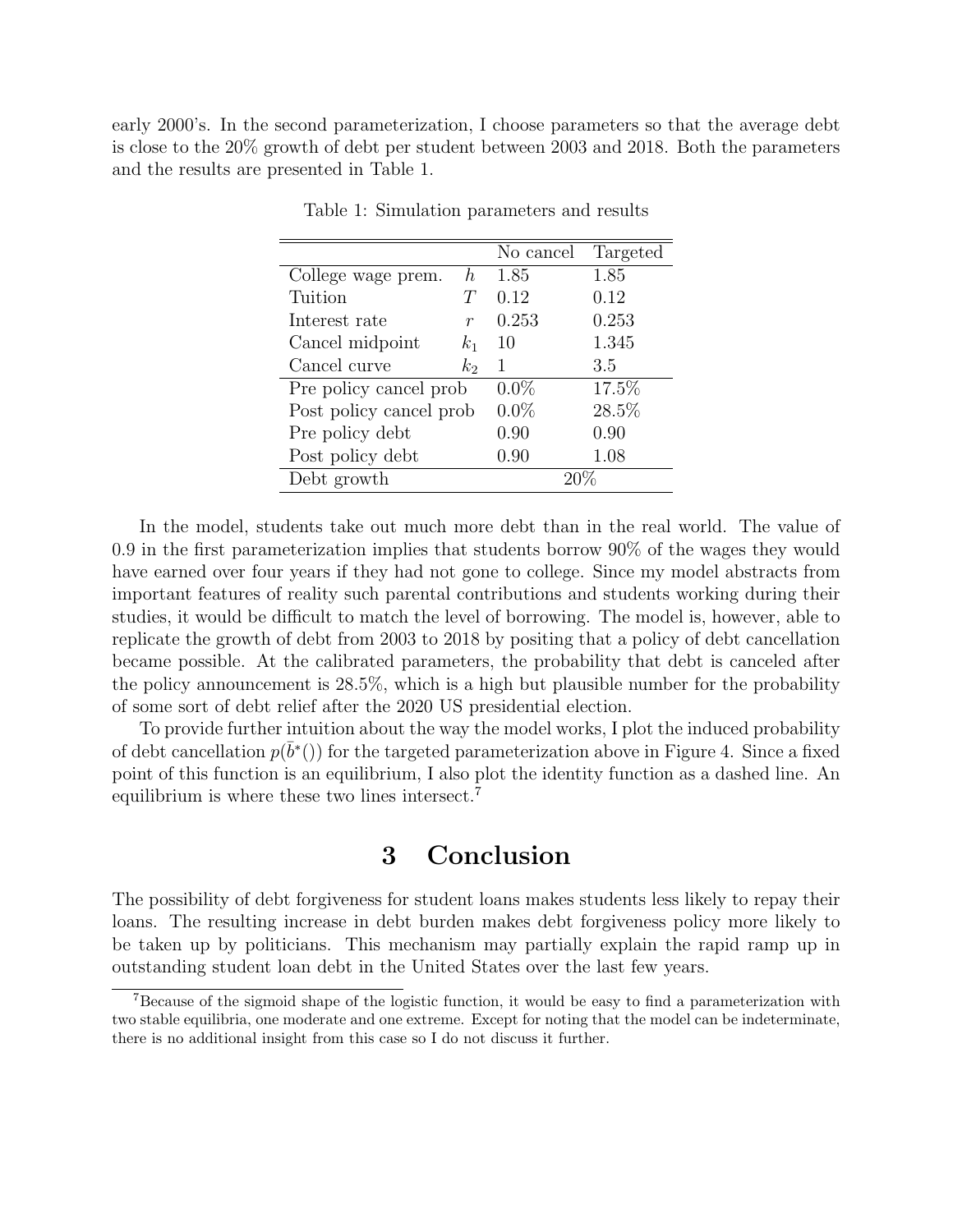early 2000's. In the second parameterization, I choose parameters so that the average debt is close to the 20% growth of debt per student between 2003 and 2018. Both the parameters and the results are presented in Table 1.

Table 1: Simulation parameters and results

| | | No cancel | Targeted |
|---|---|---|---|
| College wage prem. | $h$ | 1.85 | 1.85 |
| Tuition | $T$ | 0.12 | 0.12 |
| Interest rate | $r$ | 0.253 | 0.253 |
| Cancel midpoint | $k_1$ | 10 | 1.345 |
| Cancel curve | $k_2$ | 1 | 3.5 |
| Pre policy cancel prob | | 0.0% | 17.5% |
| Post policy cancel prob | | 0.0% | 28.5% |
| Pre policy debt | | 0.90 | 0.90 |
| Post policy debt | | 0.90 | 1.08 |
| Debt growth | | 20% | |

In the model, students take out much more debt than in the real world. The value of 0.9 in the first parameterization implies that students borrow 90% of the wages they would have earned over four years if they had not gone to college. Since my model abstracts from important features of reality such parental contributions and students working during their studies, it would be difficult to match the level of borrowing. The model is, however, able to replicate the growth of debt from 2003 to 2018 by positing that a policy of debt cancellation became possible. At the calibrated parameters, the probability that debt is canceled after the policy announcement is 28.5%, which is a high but plausible number for the probability of some sort of debt relief after the 2020 US presidential election.

To provide further intuition about the way the model works, I plot the induced probability of debt cancellation $p(\bar{b}^*())$ for the targeted parameterization above in Figure 4. Since a fixed point of this function is an equilibrium, I also plot the identity function as a dashed line. An equilibrium is where these two lines intersect.[7]

# 3 Conclusion

The possibility of debt forgiveness for student loans makes students less likely to repay their loans. The resulting increase in debt burden makes debt forgiveness policy more likely to be taken up by politicians. This mechanism may partially explain the rapid ramp up in outstanding student loan debt in the United States over the last few years.

[7] Because of the sigmoid shape of the logistic function, it would be easy to find a parameterization with two stable equilibria, one moderate and one extreme. Except for noting that the model can be indeterminate, there is no additional insight from this case so I do not discuss it further.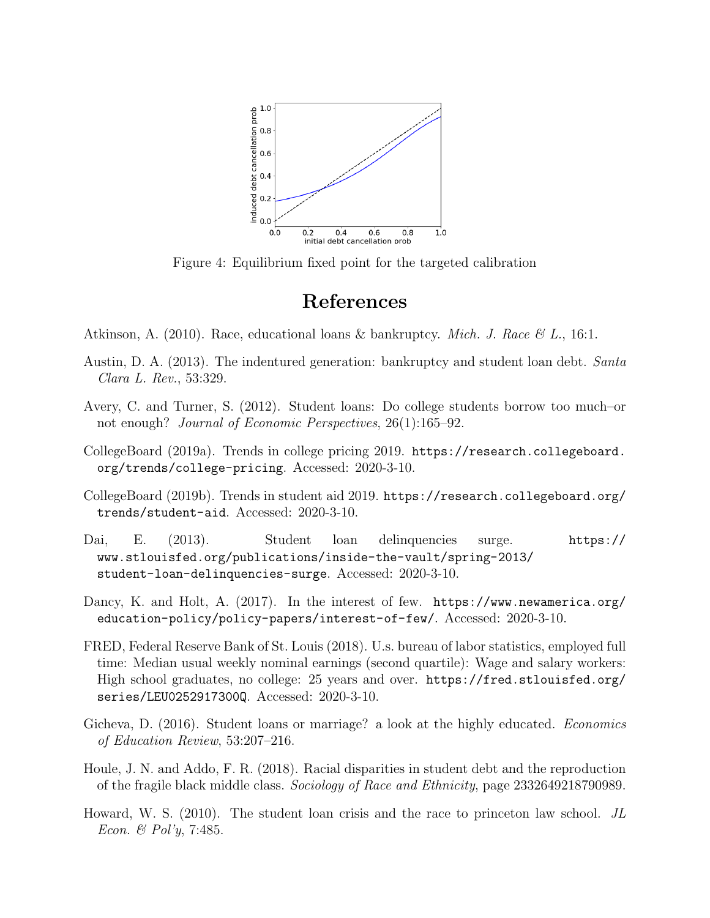Figure 4: Equilibrium fixed point for the targeted calibration

# References

Atkinson, A. (2010). Race, educational loans & bankruptcy. *Mich. J. Race & L.*, 16:1.

Austin, D. A. (2013). The indentured generation: bankruptcy and student loan debt. *Santa Clara L. Rev.*, 53:329.

Avery, C. and Turner, S. (2012). Student loans: Do college students borrow too much–or not enough? *Journal of Economic Perspectives*, 26(1):165–92.

CollegeBoard (2019a). Trends in college pricing 2019. `https://research.collegeboard.org/trends/college-pricing`. Accessed: 2020-3-10.

CollegeBoard (2019b). Trends in student aid 2019. `https://research.collegeboard.org/trends/student-aid`. Accessed: 2020-3-10.

Dai, E. (2013). Student loan delinquencies surge. `https://www.stlouisfed.org/publications/inside-the-vault/spring-2013/student-loan-delinquencies-surge`. Accessed: 2020-3-10.

Dancy, K. and Holt, A. (2017). In the interest of few. `https://www.newamerica.org/education-policy/policy-papers/interest-of-few/`. Accessed: 2020-3-10.

FRED, Federal Reserve Bank of St. Louis (2018). U.s. bureau of labor statistics, employed full time: Median usual weekly nominal earnings (second quartile): Wage and salary workers: High school graduates, no college: 25 years and over. `https://fred.stlouisfed.org/series/LEU0252917300Q`. Accessed: 2020-3-10.

Gicheva, D. (2016). Student loans or marriage? a look at the highly educated. *Economics of Education Review*, 53:207–216.

Houle, J. N. and Addo, F. R. (2018). Racial disparities in student debt and the reproduction of the fragile black middle class. *Sociology of Race and Ethnicity*, page 2332649218790989.

Howard, W. S. (2010). The student loan crisis and the race to princeton law school. *JL Econ. & Pol'y*, 7:485.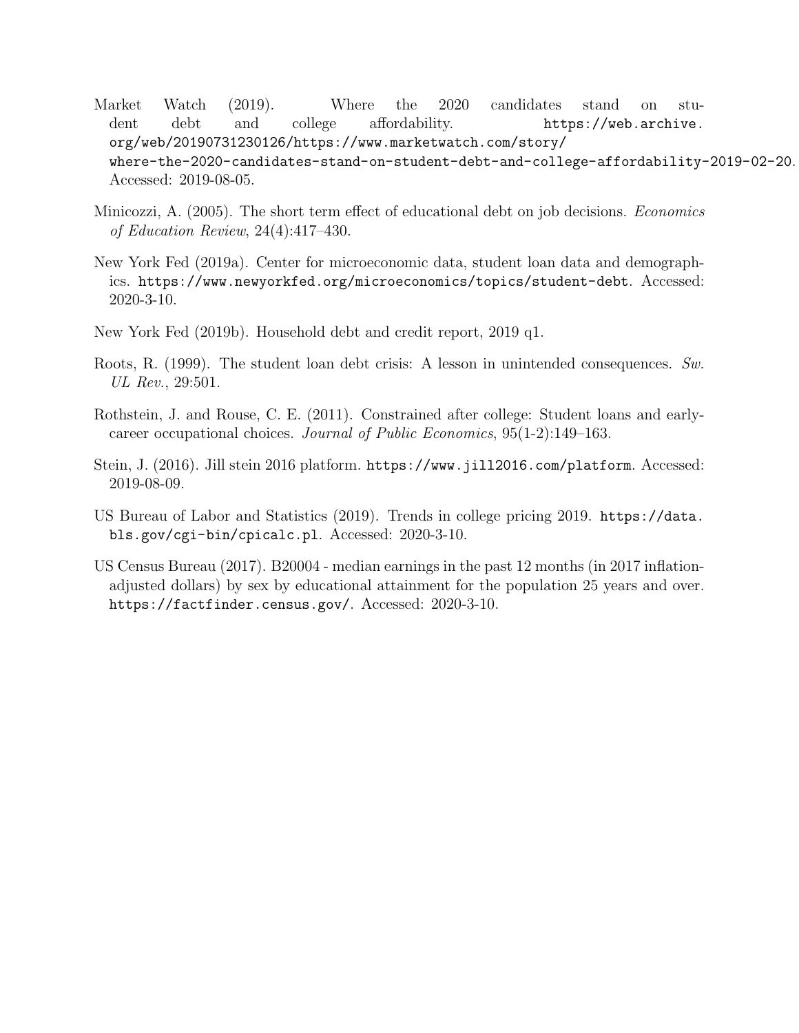Market Watch (2019). Where the 2020 candidates stand on student debt and college affordability. https://web.archive.org/web/20190731230126/https://www.marketwatch.com/story/where-the-2020-candidates-stand-on-student-debt-and-college-affordability-2019-02-20. Accessed: 2019-08-05.

Minicozzi, A. (2005). The short term effect of educational debt on job decisions. *Economics of Education Review*, 24(4):417–430.

New York Fed (2019a). Center for microeconomic data, student loan data and demographics. https://www.newyorkfed.org/microeconomics/topics/student-debt. Accessed: 2020-3-10.

New York Fed (2019b). Household debt and credit report, 2019 q1.

Roots, R. (1999). The student loan debt crisis: A lesson in unintended consequences. *Sw. UL Rev.*, 29:501.

Rothstein, J. and Rouse, C. E. (2011). Constrained after college: Student loans and early-career occupational choices. *Journal of Public Economics*, 95(1-2):149–163.

Stein, J. (2016). Jill stein 2016 platform. https://www.jill2016.com/platform. Accessed: 2019-08-09.

US Bureau of Labor and Statistics (2019). Trends in college pricing 2019. https://data.bls.gov/cgi-bin/cpicalc.pl. Accessed: 2020-3-10.

US Census Bureau (2017). B20004 - median earnings in the past 12 months (in 2017 inflation-adjusted dollars) by sex by educational attainment for the population 25 years and over. https://factfinder.census.gov/. Accessed: 2020-3-10.